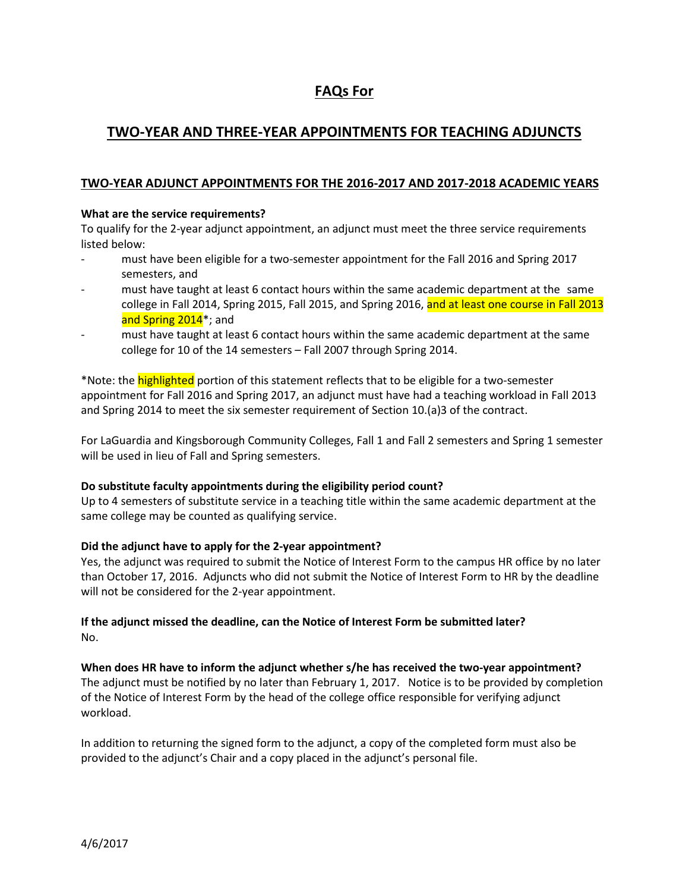# FAQs For

## TWO-YEAR AND THREE-YEAR APPOINTMENTS FOR TEACHING ADJUNCTS

### TWO-YEAR ADJUNCT APPOINTMENTS FOR THE 2016-2017 AND 2017-2018 ACADEMIC YEARS

**What are the service requirements?**

To qualify for the 2-year adjunct appointment, an adjunct must meet the three service requirements listed below:

- must have been eligible for a two-semester appointment for the Fall 2016 and Spring 2017 semesters, and
- must have taught at least 6 contact hours within the same academic department at the same college in Fall 2014, Spring 2015, Fall 2015, and Spring 2016, and at least one course in Fall 2013 and Spring 2014*; and
- must have taught at least 6 contact hours within the same academic department at the same college for 10 of the 14 semesters – Fall 2007 through Spring 2014.

*Note: the highlighted portion of this statement reflects that to be eligible for a two-semester appointment for Fall 2016 and Spring 2017, an adjunct must have had a teaching workload in Fall 2013 and Spring 2014 to meet the six semester requirement of Section 10.(a)3 of the contract.

For LaGuardia and Kingsborough Community Colleges, Fall 1 and Fall 2 semesters and Spring 1 semester will be used in lieu of Fall and Spring semesters.

**Do substitute faculty appointments during the eligibility period count?**

Up to 4 semesters of substitute service in a teaching title within the same academic department at the same college may be counted as qualifying service.

**Did the adjunct have to apply for the 2-year appointment?**

Yes, the adjunct was required to submit the Notice of Interest Form to the campus HR office by no later than October 17, 2016. Adjuncts who did not submit the Notice of Interest Form to HR by the deadline will not be considered for the 2-year appointment.

**If the adjunct missed the deadline, can the Notice of Interest Form be submitted later?**

No.

**When does HR have to inform the adjunct whether s/he has received the two-year appointment?**

The adjunct must be notified by no later than February 1, 2017. Notice is to be provided by completion of the Notice of Interest Form by the head of the college office responsible for verifying adjunct workload.

In addition to returning the signed form to the adjunct, a copy of the completed form must also be provided to the adjunct's Chair and a copy placed in the adjunct's personal file.

4/6/2017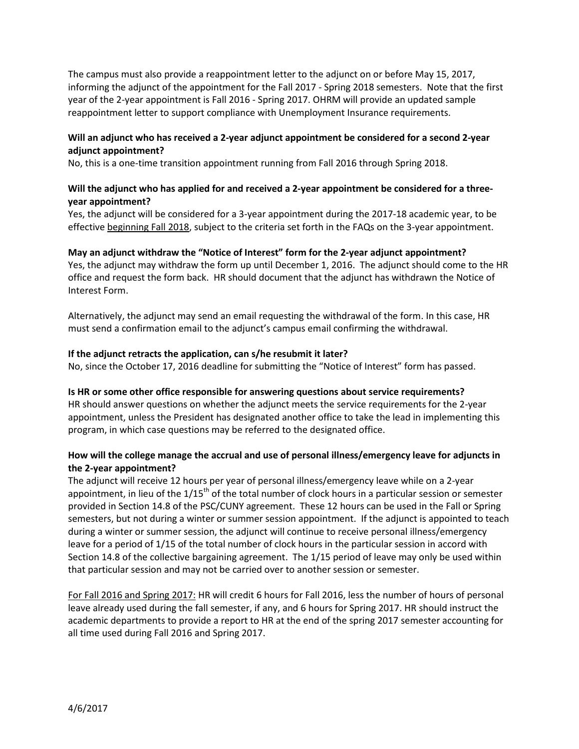The campus must also provide a reappointment letter to the adjunct on or before May 15, 2017, informing the adjunct of the appointment for the Fall 2017 - Spring 2018 semesters. Note that the first year of the 2-year appointment is Fall 2016 - Spring 2017. OHRM will provide an updated sample reappointment letter to support compliance with Unemployment Insurance requirements.

**Will an adjunct who has received a 2-year adjunct appointment be considered for a second 2-year adjunct appointment?**

No, this is a one-time transition appointment running from Fall 2016 through Spring 2018.

**Will the adjunct who has applied for and received a 2-year appointment be considered for a three-year appointment?**

Yes, the adjunct will be considered for a 3-year appointment during the 2017-18 academic year, to be effective <u>beginning Fall 2018</u>, subject to the criteria set forth in the FAQs on the 3-year appointment.

**May an adjunct withdraw the "Notice of Interest" form for the 2-year adjunct appointment?**

Yes, the adjunct may withdraw the form up until December 1, 2016. The adjunct should come to the HR office and request the form back. HR should document that the adjunct has withdrawn the Notice of Interest Form.

Alternatively, the adjunct may send an email requesting the withdrawal of the form. In this case, HR must send a confirmation email to the adjunct's campus email confirming the withdrawal.

**If the adjunct retracts the application, can s/he resubmit it later?**

No, since the October 17, 2016 deadline for submitting the "Notice of Interest" form has passed.

**Is HR or some other office responsible for answering questions about service requirements?**

HR should answer questions on whether the adjunct meets the service requirements for the 2-year appointment, unless the President has designated another office to take the lead in implementing this program, in which case questions may be referred to the designated office.

**How will the college manage the accrual and use of personal illness/emergency leave for adjuncts in the 2-year appointment?**

The adjunct will receive 12 hours per year of personal illness/emergency leave while on a 2-year appointment, in lieu of the 1/15th of the total number of clock hours in a particular session or semester provided in Section 14.8 of the PSC/CUNY agreement. These 12 hours can be used in the Fall or Spring semesters, but not during a winter or summer session appointment. If the adjunct is appointed to teach during a winter or summer session, the adjunct will continue to receive personal illness/emergency leave for a period of 1/15 of the total number of clock hours in the particular session in accord with Section 14.8 of the collective bargaining agreement. The 1/15 period of leave may only be used within that particular session and may not be carried over to another session or semester.

<u>For Fall 2016 and Spring 2017:</u> HR will credit 6 hours for Fall 2016, less the number of hours of personal leave already used during the fall semester, if any, and 6 hours for Spring 2017. HR should instruct the academic departments to provide a report to HR at the end of the spring 2017 semester accounting for all time used during Fall 2016 and Spring 2017.

4/6/2017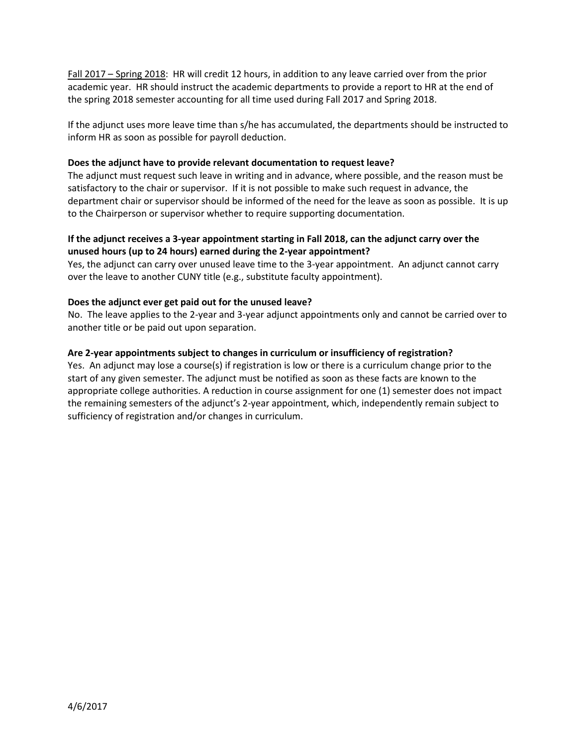<u>Fall 2017 – Spring 2018</u>: HR will credit 12 hours, in addition to any leave carried over from the prior academic year. HR should instruct the academic departments to provide a report to HR at the end of the spring 2018 semester accounting for all time used during Fall 2017 and Spring 2018.

If the adjunct uses more leave time than s/he has accumulated, the departments should be instructed to inform HR as soon as possible for payroll deduction.

**Does the adjunct have to provide relevant documentation to request leave?**

The adjunct must request such leave in writing and in advance, where possible, and the reason must be satisfactory to the chair or supervisor. If it is not possible to make such request in advance, the department chair or supervisor should be informed of the need for the leave as soon as possible. It is up to the Chairperson or supervisor whether to require supporting documentation.

**If the adjunct receives a 3-year appointment starting in Fall 2018, can the adjunct carry over the unused hours (up to 24 hours) earned during the 2-year appointment?**

Yes, the adjunct can carry over unused leave time to the 3-year appointment. An adjunct cannot carry over the leave to another CUNY title (e.g., substitute faculty appointment).

**Does the adjunct ever get paid out for the unused leave?**

No. The leave applies to the 2-year and 3-year adjunct appointments only and cannot be carried over to another title or be paid out upon separation.

**Are 2-year appointments subject to changes in curriculum or insufficiency of registration?**

Yes. An adjunct may lose a course(s) if registration is low or there is a curriculum change prior to the start of any given semester. The adjunct must be notified as soon as these facts are known to the appropriate college authorities. A reduction in course assignment for one (1) semester does not impact the remaining semesters of the adjunct's 2-year appointment, which, independently remain subject to sufficiency of registration and/or changes in curriculum.

4/6/2017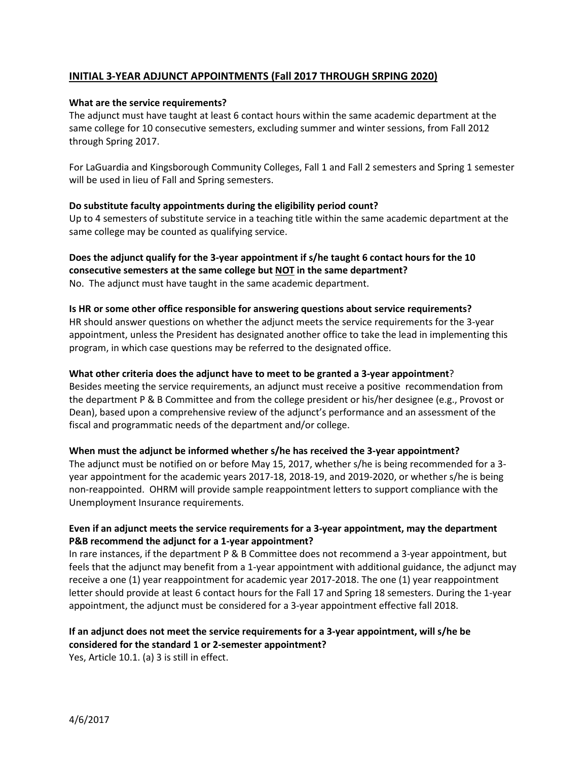## INITIAL 3-YEAR ADJUNCT APPOINTMENTS (Fall 2017 THROUGH SRPING 2020)

**What are the service requirements?**
The adjunct must have taught at least 6 contact hours within the same academic department at the same college for 10 consecutive semesters, excluding summer and winter sessions, from Fall 2012 through Spring 2017.

For LaGuardia and Kingsborough Community Colleges, Fall 1 and Fall 2 semesters and Spring 1 semester will be used in lieu of Fall and Spring semesters.

**Do substitute faculty appointments during the eligibility period count?**
Up to 4 semesters of substitute service in a teaching title within the same academic department at the same college may be counted as qualifying service.

**Does the adjunct qualify for the 3-year appointment if s/he taught 6 contact hours for the 10 consecutive semesters at the same college but NOT in the same department?**
No. The adjunct must have taught in the same academic department.

**Is HR or some other office responsible for answering questions about service requirements?**
HR should answer questions on whether the adjunct meets the service requirements for the 3-year appointment, unless the President has designated another office to take the lead in implementing this program, in which case questions may be referred to the designated office.

**What other criteria does the adjunct have to meet to be granted a 3-year appointment?**
Besides meeting the service requirements, an adjunct must receive a positive recommendation from the department P & B Committee and from the college president or his/her designee (e.g., Provost or Dean), based upon a comprehensive review of the adjunct's performance and an assessment of the fiscal and programmatic needs of the department and/or college.

**When must the adjunct be informed whether s/he has received the 3-year appointment?**
The adjunct must be notified on or before May 15, 2017, whether s/he is being recommended for a 3-year appointment for the academic years 2017-18, 2018-19, and 2019-2020, or whether s/he is being non-reappointed. OHRM will provide sample reappointment letters to support compliance with the Unemployment Insurance requirements.

**Even if an adjunct meets the service requirements for a 3-year appointment, may the department P&B recommend the adjunct for a 1-year appointment?**
In rare instances, if the department P & B Committee does not recommend a 3-year appointment, but feels that the adjunct may benefit from a 1-year appointment with additional guidance, the adjunct may receive a one (1) year reappointment for academic year 2017-2018. The one (1) year reappointment letter should provide at least 6 contact hours for the Fall 17 and Spring 18 semesters. During the 1-year appointment, the adjunct must be considered for a 3-year appointment effective fall 2018.

**If an adjunct does not meet the service requirements for a 3-year appointment, will s/he be considered for the standard 1 or 2-semester appointment?**
Yes, Article 10.1. (a) 3 is still in effect.

4/6/2017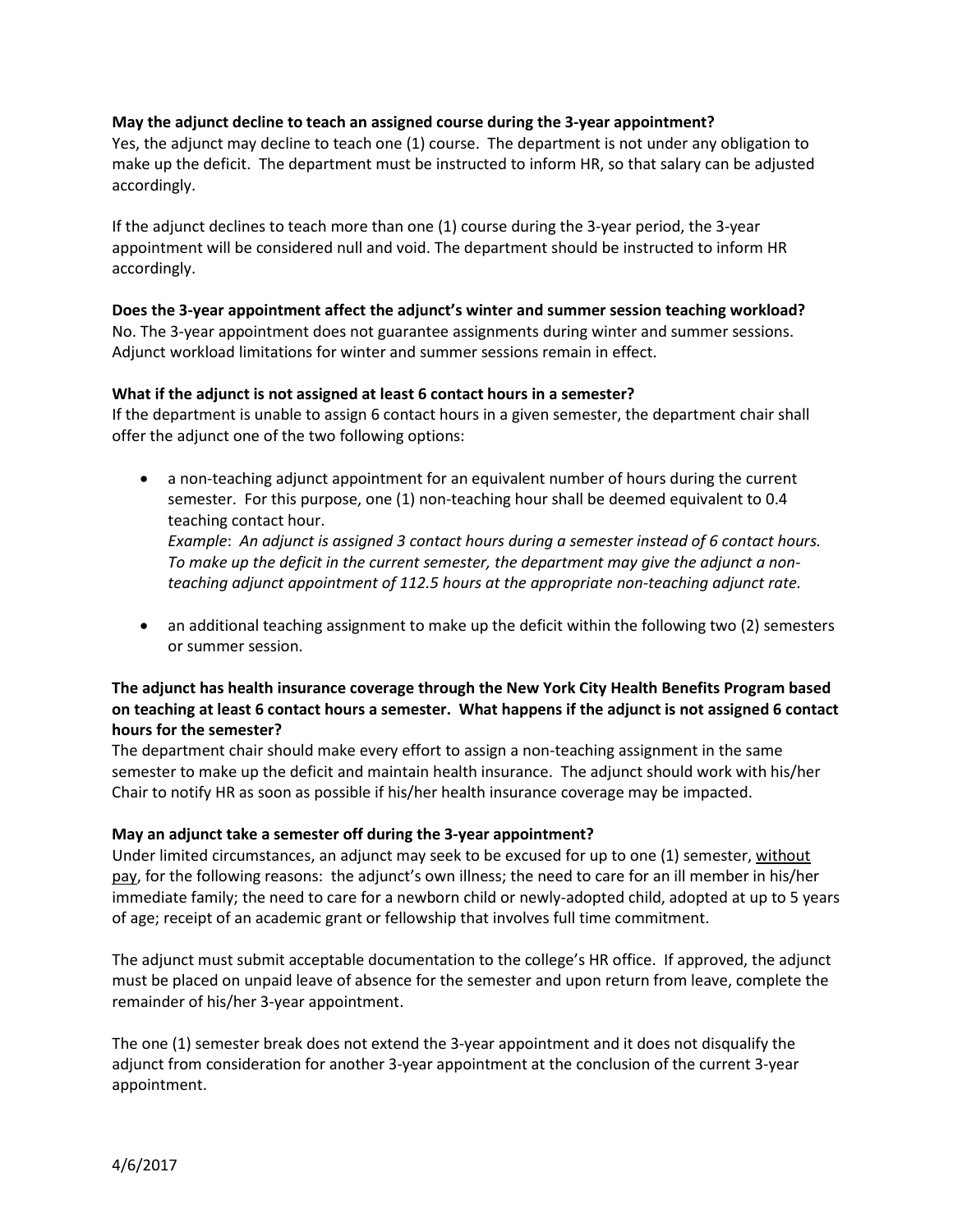**May the adjunct decline to teach an assigned course during the 3-year appointment?**
Yes, the adjunct may decline to teach one (1) course. The department is not under any obligation to make up the deficit. The department must be instructed to inform HR, so that salary can be adjusted accordingly.

If the adjunct declines to teach more than one (1) course during the 3-year period, the 3-year appointment will be considered null and void. The department should be instructed to inform HR accordingly.

**Does the 3-year appointment affect the adjunct's winter and summer session teaching workload?**
No. The 3-year appointment does not guarantee assignments during winter and summer sessions. Adjunct workload limitations for winter and summer sessions remain in effect.

**What if the adjunct is not assigned at least 6 contact hours in a semester?**
If the department is unable to assign 6 contact hours in a given semester, the department chair shall offer the adjunct one of the two following options:

- a non-teaching adjunct appointment for an equivalent number of hours during the current semester. For this purpose, one (1) non-teaching hour shall be deemed equivalent to 0.4 teaching contact hour.
  *Example*: *An adjunct is assigned 3 contact hours during a semester instead of 6 contact hours. To make up the deficit in the current semester, the department may give the adjunct a non-teaching adjunct appointment of 112.5 hours at the appropriate non-teaching adjunct rate.*

- an additional teaching assignment to make up the deficit within the following two (2) semesters or summer session.

**The adjunct has health insurance coverage through the New York City Health Benefits Program based on teaching at least 6 contact hours a semester. What happens if the adjunct is not assigned 6 contact hours for the semester?**
The department chair should make every effort to assign a non-teaching assignment in the same semester to make up the deficit and maintain health insurance. The adjunct should work with his/her Chair to notify HR as soon as possible if his/her health insurance coverage may be impacted.

**May an adjunct take a semester off during the 3-year appointment?**
Under limited circumstances, an adjunct may seek to be excused for up to one (1) semester, without pay, for the following reasons: the adjunct's own illness; the need to care for an ill member in his/her immediate family; the need to care for a newborn child or newly-adopted child, adopted at up to 5 years of age; receipt of an academic grant or fellowship that involves full time commitment.

The adjunct must submit acceptable documentation to the college's HR office. If approved, the adjunct must be placed on unpaid leave of absence for the semester and upon return from leave, complete the remainder of his/her 3-year appointment.

The one (1) semester break does not extend the 3-year appointment and it does not disqualify the adjunct from consideration for another 3-year appointment at the conclusion of the current 3-year appointment.

4/6/2017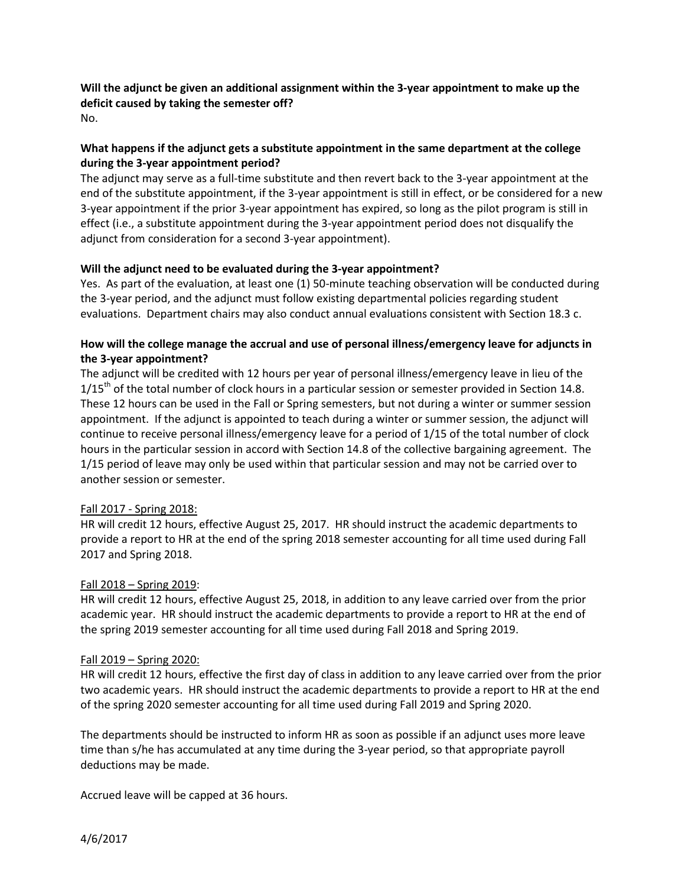**Will the adjunct be given an additional assignment within the 3-year appointment to make up the deficit caused by taking the semester off?**
No.

**What happens if the adjunct gets a substitute appointment in the same department at the college during the 3-year appointment period?**
The adjunct may serve as a full-time substitute and then revert back to the 3-year appointment at the end of the substitute appointment, if the 3-year appointment is still in effect, or be considered for a new 3-year appointment if the prior 3-year appointment has expired, so long as the pilot program is still in effect (i.e., a substitute appointment during the 3-year appointment period does not disqualify the adjunct from consideration for a second 3-year appointment).

**Will the adjunct need to be evaluated during the 3-year appointment?**
Yes. As part of the evaluation, at least one (1) 50-minute teaching observation will be conducted during the 3-year period, and the adjunct must follow existing departmental policies regarding student evaluations. Department chairs may also conduct annual evaluations consistent with Section 18.3 c.

**How will the college manage the accrual and use of personal illness/emergency leave for adjuncts in the 3-year appointment?**
The adjunct will be credited with 12 hours per year of personal illness/emergency leave in lieu of the 1/15th of the total number of clock hours in a particular session or semester provided in Section 14.8. These 12 hours can be used in the Fall or Spring semesters, but not during a winter or summer session appointment. If the adjunct is appointed to teach during a winter or summer session, the adjunct will continue to receive personal illness/emergency leave for a period of 1/15 of the total number of clock hours in the particular session in accord with Section 14.8 of the collective bargaining agreement. The 1/15 period of leave may only be used within that particular session and may not be carried over to another session or semester.

<u>Fall 2017 - Spring 2018:</u>
HR will credit 12 hours, effective August 25, 2017. HR should instruct the academic departments to provide a report to HR at the end of the spring 2018 semester accounting for all time used during Fall 2017 and Spring 2018.

<u>Fall 2018 – Spring 2019</u>:
HR will credit 12 hours, effective August 25, 2018, in addition to any leave carried over from the prior academic year. HR should instruct the academic departments to provide a report to HR at the end of the spring 2019 semester accounting for all time used during Fall 2018 and Spring 2019.

<u>Fall 2019 – Spring 2020:</u>
HR will credit 12 hours, effective the first day of class in addition to any leave carried over from the prior two academic years. HR should instruct the academic departments to provide a report to HR at the end of the spring 2020 semester accounting for all time used during Fall 2019 and Spring 2020.

The departments should be instructed to inform HR as soon as possible if an adjunct uses more leave time than s/he has accumulated at any time during the 3-year period, so that appropriate payroll deductions may be made.

Accrued leave will be capped at 36 hours.

4/6/2017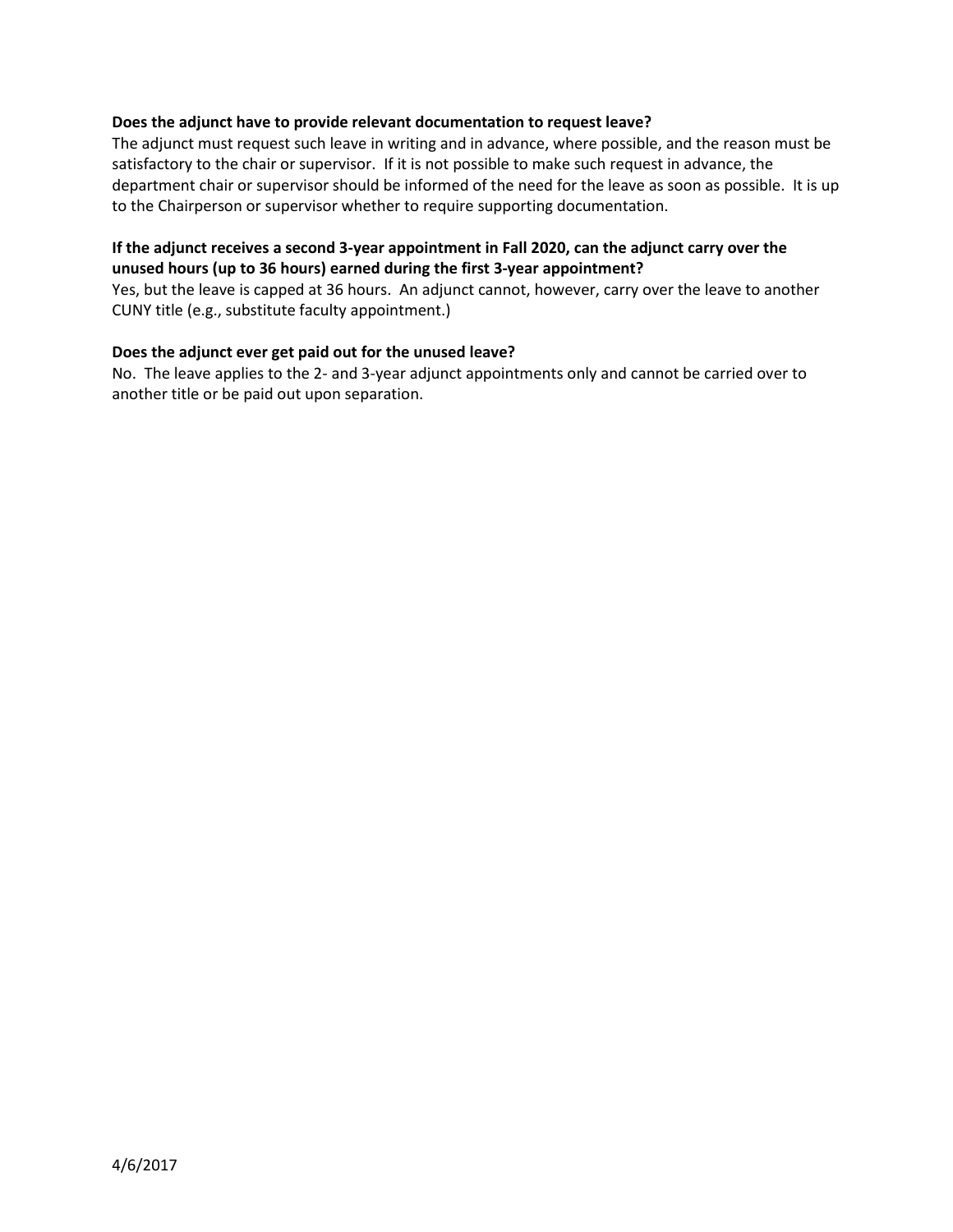**Does the adjunct have to provide relevant documentation to request leave?**

The adjunct must request such leave in writing and in advance, where possible, and the reason must be satisfactory to the chair or supervisor. If it is not possible to make such request in advance, the department chair or supervisor should be informed of the need for the leave as soon as possible. It is up to the Chairperson or supervisor whether to require supporting documentation.

**If the adjunct receives a second 3-year appointment in Fall 2020, can the adjunct carry over the unused hours (up to 36 hours) earned during the first 3-year appointment?**

Yes, but the leave is capped at 36 hours. An adjunct cannot, however, carry over the leave to another CUNY title (e.g., substitute faculty appointment.)

**Does the adjunct ever get paid out for the unused leave?**

No. The leave applies to the 2- and 3-year adjunct appointments only and cannot be carried over to another title or be paid out upon separation.

4/6/2017